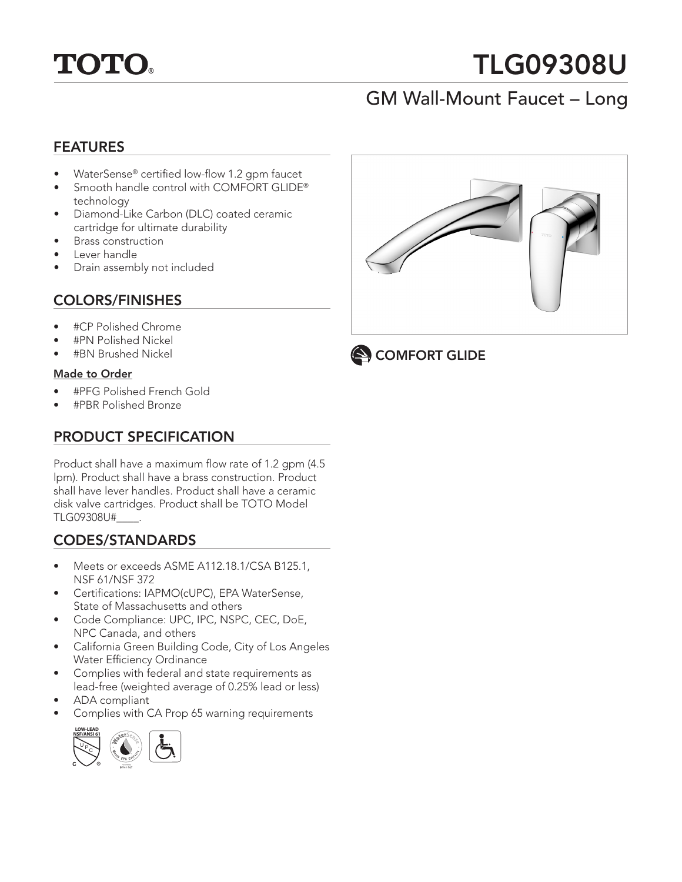TOTO®

# TLG09308U

## GM Wall-Mount Faucet – Long

## FEATURES

- WaterSense® certified low-flow 1.2 gpm faucet
- Smooth handle control with COMFORT GLIDE® technology
- Diamond-Like Carbon (DLC) coated ceramic cartridge for ultimate durability
- Brass construction
- Lever handle
- Drain assembly not included

COMFORT GLIDE

## COLORS/FINISHES

- #CP Polished Chrome
- #PN Polished Nickel
- #BN Brushed Nickel

**Made to Order**

- #PFG Polished French Gold
- #PBR Polished Bronze

## PRODUCT SPECIFICATION

Product shall have a maximum flow rate of 1.2 gpm (4.5 lpm). Product shall have a brass construction. Product shall have lever handles. Product shall have a ceramic disk valve cartridges. Product shall be TOTO Model TLG09308U#____.

## CODES/STANDARDS

- Meets or exceeds ASME A112.18.1/CSA B125.1, NSF 61/NSF 372
- Certifications: IAPMO(cUPC), EPA WaterSense, State of Massachusetts and others
- Code Compliance: UPC, IPC, NSPC, CEC, DoE, NPC Canada, and others
- California Green Building Code, City of Los Angeles Water Efficiency Ordinance
- Complies with federal and state requirements as lead-free (weighted average of 0.25% lead or less)
- ADA compliant
- Complies with CA Prop 65 warning requirements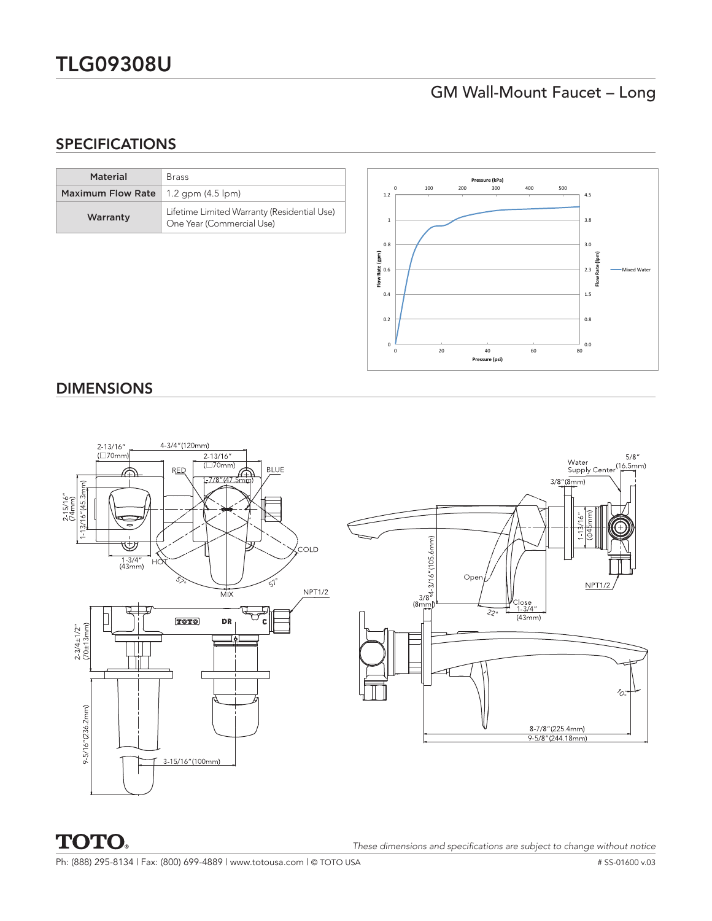# TLG09308U

## GM Wall-Mount Faucet – Long

## SPECIFICATIONS

| | |
|---|---|
| Material | Brass |
| Maximum Flow Rate | 1.2 gpm (4.5 lpm) |
| Warranty | Lifetime Limited Warranty (Residential Use)<br>One Year (Commercial Use) |

Pressure (kPa)

0 100 200 300 400 500

Flow Rate (gpm)

1.2 1 0.8 0.6 0.4 0.2 0

Flow Rate (lpm)

4.5 3.8 3.0 2.3 1.5 0.8 0.0

Mixed Water

0 20 40 60 80

Pressure (psi)

## DIMENSIONS

2-13/16" (□70mm)
4-3/4"(120mm)
2-13/16" (□70mm)
RED
BLUE
1-7/8"(47.5mm)
2-15/16" (74mm)
1-13/16"(45.3mm)
1-3/4" (43mm)
HOT
COLD
MIX
57°
57°
NPT1/2
TOTO
DR
C
2-3/4±1/2" (70±13mm)
9-5/16"(236.2mm)
3-15/16"(100mm)
Water Supply Center
5/8" (16.5mm)
3/8"(8mm)
1-13/16" (Φ45mm)
NPT1/2
4-3/16"(105.6mm)
3/8" (8mm)
Open
Close
22°
1-3/4" (43mm)
10°
8-7/8"(225.4mm)
9-5/8"(244.18mm)

*These dimensions and specifications are subject to change without notice*

Ph: (888) 295-8134 | Fax: (800) 699-4889 | www.totousa.com | © TOTO USA

# SS-01600 v.03